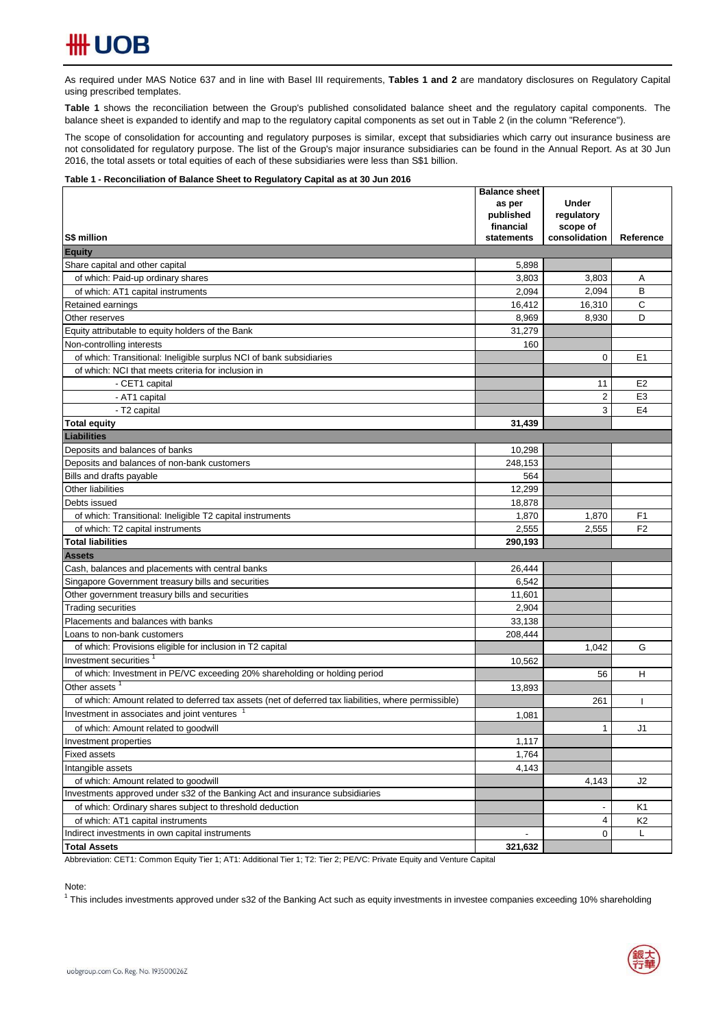As required under MAS Notice 637 and in line with Basel III requirements, **Tables 1 and 2** are mandatory disclosures on Regulatory Capital using prescribed templates.

**Table 1** shows the reconciliation between the Group's published consolidated balance sheet and the regulatory capital components. The balance sheet is expanded to identify and map to the regulatory capital components as set out in Table 2 (in the column "Reference").

The scope of consolidation for accounting and regulatory purposes is similar, except that subsidiaries which carry out insurance business are not consolidated for regulatory purpose. The list of the Group's major insurance subsidiaries can be found in the Annual Report. As at 30 Jun 2016, the total assets or total equities of each of these subsidiaries were less than S$1 billion.

**Table 1 - Reconciliation of Balance Sheet to Regulatory Capital as at 30 Jun 2016**

| S$ million | Balance sheet as per published financial statements | Under regulatory scope of consolidation | Reference |
|---|---|---|---|
| **Equity** | | | |
| Share capital and other capital | 5,898 | | |
| of which: Paid-up ordinary shares | 3,803 | 3,803 | A |
| of which: AT1 capital instruments | 2,094 | 2,094 | B |
| Retained earnings | 16,412 | 16,310 | C |
| Other reserves | 8,969 | 8,930 | D |
| Equity attributable to equity holders of the Bank | 31,279 | | |
| Non-controlling interests | 160 | | |
| of which: Transitional: Ineligible surplus NCI of bank subsidiaries | | 0 | E1 |
| of which: NCI that meets criteria for inclusion in | | | |
| - CET1 capital | | 11 | E2 |
| - AT1 capital | | 2 | E3 |
| - T2 capital | | 3 | E4 |
| **Total equity** | **31,439** | | |
| **Liabilities** | | | |
| Deposits and balances of banks | 10,298 | | |
| Deposits and balances of non-bank customers | 248,153 | | |
| Bills and drafts payable | 564 | | |
| Other liabilities | 12,299 | | |
| Debts issued | 18,878 | | |
| of which: Transitional: Ineligible T2 capital instruments | 1,870 | 1,870 | F1 |
| of which: T2 capital instruments | 2,555 | 2,555 | F2 |
| **Total liabilities** | **290,193** | | |
| **Assets** | | | |
| Cash, balances and placements with central banks | 26,444 | | |
| Singapore Government treasury bills and securities | 6,542 | | |
| Other government treasury bills and securities | 11,601 | | |
| Trading securities | 2,904 | | |
| Placements and balances with banks | 33,138 | | |
| Loans to non-bank customers | 208,444 | | |
| of which: Provisions eligible for inclusion in T2 capital | | 1,042 | G |
| Investment securities [1] | 10,562 | | |
| of which: Investment in PE/VC exceeding 20% shareholding or holding period | | 56 | H |
| Other assets [1] | 13,893 | | |
| of which: Amount related to deferred tax assets (net of deferred tax liabilities, where permissible) | | 261 | I |
| Investment in associates and joint ventures [1] | 1,081 | | |
| of which: Amount related to goodwill | | 1 | J1 |
| Investment properties | 1,117 | | |
| Fixed assets | 1,764 | | |
| Intangible assets | 4,143 | | |
| of which: Amount related to goodwill | | 4,143 | J2 |
| Investments approved under s32 of the Banking Act and insurance subsidiaries | | | |
| of which: Ordinary shares subject to threshold deduction | | - | K1 |
| of which: AT1 capital instruments | | 4 | K2 |
| Indirect investments in own capital instruments | - | 0 | L |
| **Total Assets** | **321,632** | | |

Abbreviation: CET1: Common Equity Tier 1; AT1: Additional Tier 1; T2: Tier 2; PE/VC: Private Equity and Venture Capital

Note:

[1] This includes investments approved under s32 of the Banking Act such as equity investments in investee companies exceeding 10% shareholding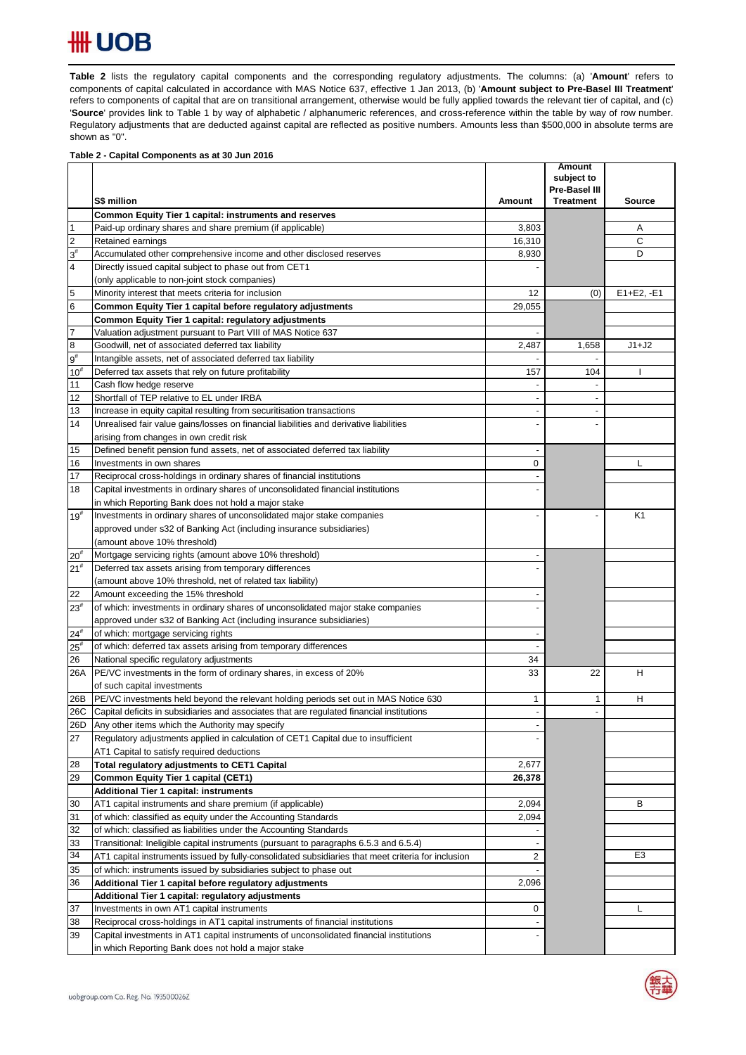**Table 2** lists the regulatory capital components and the corresponding regulatory adjustments. The columns: (a) '**Amount**' refers to components of capital calculated in accordance with MAS Notice 637, effective 1 Jan 2013, (b) '**Amount subject to Pre-Basel III Treatment**' refers to components of capital that are on transitional arrangement, otherwise would be fully applied towards the relevant tier of capital, and (c) '**Source**' provides link to Table 1 by way of alphabetic / alphanumeric references, and cross-reference within the table by way of row number. Regulatory adjustments that are deducted against capital are reflected as positive numbers. Amounts less than $500,000 in absolute terms are shown as "0".

**Table 2 - Capital Components as at 30 Jun 2016**

| | S$ million | Amount | Amount subject to Pre-Basel III Treatment | Source |
|---|---|---|---|---|
| | **Common Equity Tier 1 capital: instruments and reserves** | | | |
| 1 | Paid-up ordinary shares and share premium (if applicable) | 3,803 | | A |
| 2 | Retained earnings | 16,310 | | C |
| 3# | Accumulated other comprehensive income and other disclosed reserves | 8,930 | | D |
| 4 | Directly issued capital subject to phase out from CET1 (only applicable to non-joint stock companies) | - | | |
| 5 | Minority interest that meets criteria for inclusion | 12 | (0) | E1+E2, -E1 |
| 6 | **Common Equity Tier 1 capital before regulatory adjustments** | 29,055 | | |
| | **Common Equity Tier 1 capital: regulatory adjustments** | | | |
| 7 | Valuation adjustment pursuant to Part VIII of MAS Notice 637 | - | | |
| 8 | Goodwill, net of associated deferred tax liability | 2,487 | 1,658 | J1+J2 |
| 9# | Intangible assets, net of associated deferred tax liability | - | - | |
| 10# | Deferred tax assets that rely on future profitability | 157 | 104 | I |
| 11 | Cash flow hedge reserve | - | - | |
| 12 | Shortfall of TEP relative to EL under IRBA | - | - | |
| 13 | Increase in equity capital resulting from securitisation transactions | - | - | |
| 14 | Unrealised fair value gains/losses on financial liabilities and derivative liabilities arising from changes in own credit risk | - | - | |
| 15 | Defined benefit pension fund assets, net of associated deferred tax liability | - | | |
| 16 | Investments in own shares | 0 | | L |
| 17 | Reciprocal cross-holdings in ordinary shares of financial institutions | - | | |
| 18 | Capital investments in ordinary shares of unconsolidated financial institutions in which Reporting Bank does not hold a major stake | - | | |
| 19# | Investments in ordinary shares of unconsolidated major stake companies approved under s32 of Banking Act (including insurance subsidiaries) (amount above 10% threshold) | - | - | K1 |
| 20# | Mortgage servicing rights (amount above 10% threshold) | - | | |
| 21# | Deferred tax assets arising from temporary differences (amount above 10% threshold, net of related tax liability) | - | | |
| 22 | Amount exceeding the 15% threshold | - | | |
| 23# | of which: investments in ordinary shares of unconsolidated major stake companies approved under s32 of Banking Act (including insurance subsidiaries) | - | | |
| 24# | of which: mortgage servicing rights | - | | |
| 25# | of which: deferred tax assets arising from temporary differences | - | | |
| 26 | National specific regulatory adjustments | 34 | | |
| 26A | PE/VC investments in the form of ordinary shares, in excess of 20% of such capital investments | 33 | 22 | H |
| 26B | PE/VC investments held beyond the relevant holding periods set out in MAS Notice 630 | 1 | 1 | H |
| 26C | Capital deficits in subsidiaries and associates that are regulated financial institutions | - | - | |
| 26D | Any other items which the Authority may specify | - | | |
| 27 | Regulatory adjustments applied in calculation of CET1 Capital due to insufficient AT1 Capital to satisfy required deductions | - | | |
| 28 | **Total regulatory adjustments to CET1 Capital** | 2,677 | | |
| 29 | **Common Equity Tier 1 capital (CET1)** | **26,378** | | |
| | **Additional Tier 1 capital: instruments** | | | |
| 30 | AT1 capital instruments and share premium (if applicable) | 2,094 | | B |
| 31 | of which: classified as equity under the Accounting Standards | 2,094 | | |
| 32 | of which: classified as liabilities under the Accounting Standards | - | | |
| 33 | Transitional: Ineligible capital instruments (pursuant to paragraphs 6.5.3 and 6.5.4) | - | | |
| 34 | AT1 capital instruments issued by fully-consolidated subsidiaries that meet criteria for inclusion | 2 | | E3 |
| 35 | of which: instruments issued by subsidiaries subject to phase out | - | | |
| 36 | **Additional Tier 1 capital before regulatory adjustments** | 2,096 | | |
| | **Additional Tier 1 capital: regulatory adjustments** | | | |
| 37 | Investments in own AT1 capital instruments | 0 | | L |
| 38 | Reciprocal cross-holdings in AT1 capital instruments of financial institutions | - | | |
| 39 | Capital investments in AT1 capital instruments of unconsolidated financial institutions in which Reporting Bank does not hold a major stake | - | | |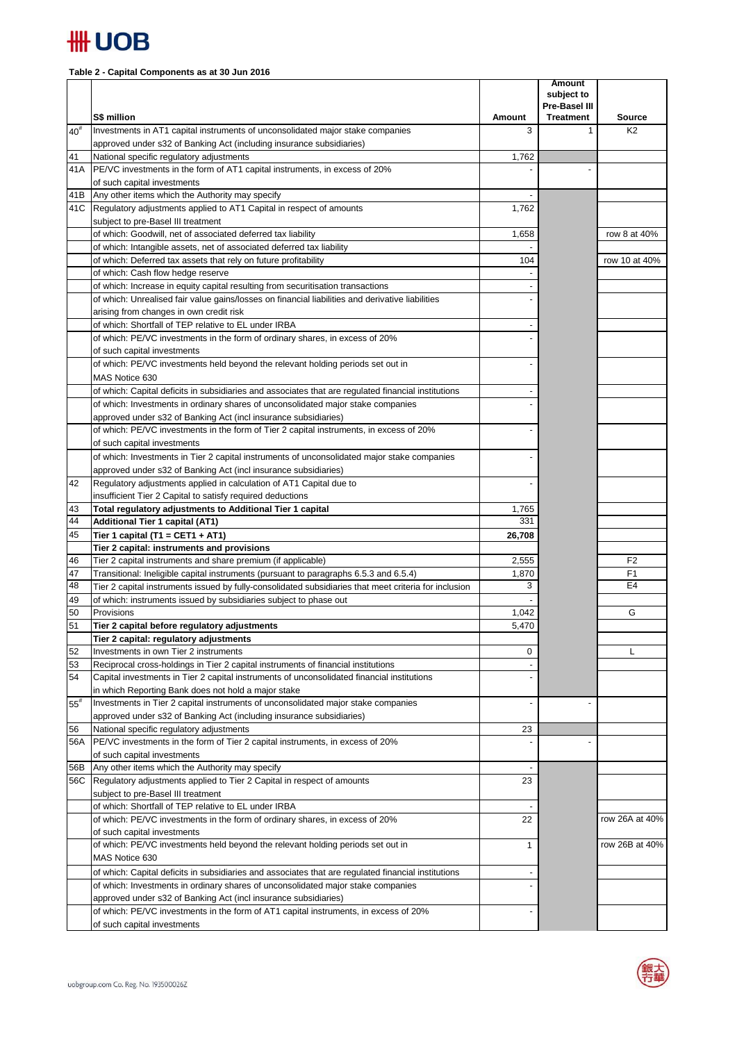**Table 2 - Capital Components as at 30 Jun 2016**

| | S$ million | Amount | Amount subject to Pre-Basel III Treatment | Source |
|---|---|---|---|---|
| 40[#] | Investments in AT1 capital instruments of unconsolidated major stake companies approved under s32 of Banking Act (including insurance subsidiaries) | 3 | 1 | K2 |
| 41 | National specific regulatory adjustments | 1,762 | | |
| 41A | PE/VC investments in the form of AT1 capital instruments, in excess of 20% of such capital investments | - | - | |
| 41B | Any other items which the Authority may specify | - | | |
| 41C | Regulatory adjustments applied to AT1 Capital in respect of amounts subject to pre-Basel III treatment | 1,762 | | |
| | of which: Goodwill, net of associated deferred tax liability | 1,658 | | row 8 at 40% |
| | of which: Intangible assets, net of associated deferred tax liability | - | | |
| | of which: Deferred tax assets that rely on future profitability | 104 | | row 10 at 40% |
| | of which: Cash flow hedge reserve | - | | |
| | of which: Increase in equity capital resulting from securitisation transactions | - | | |
| | of which: Unrealised fair value gains/losses on financial liabilities and derivative liabilities arising from changes in own credit risk | - | | |
| | of which: Shortfall of TEP relative to EL under IRBA | - | | |
| | of which: PE/VC investments in the form of ordinary shares, in excess of 20% of such capital investments | - | | |
| | of which: PE/VC investments held beyond the relevant holding periods set out in MAS Notice 630 | - | | |
| | of which: Capital deficits in subsidiaries and associates that are regulated financial institutions | - | | |
| | of which: Investments in ordinary shares of unconsolidated major stake companies approved under s32 of Banking Act (incl insurance subsidiaries) | - | | |
| | of which: PE/VC investments in the form of Tier 2 capital instruments, in excess of 20% of such capital investments | - | | |
| | of which: Investments in Tier 2 capital instruments of unconsolidated major stake companies approved under s32 of Banking Act (incl insurance subsidiaries) | - | | |
| 42 | Regulatory adjustments applied in calculation of AT1 Capital due to insufficient Tier 2 Capital to satisfy required deductions | - | | |
| 43 | **Total regulatory adjustments to Additional Tier 1 capital** | 1,765 | | |
| 44 | **Additional Tier 1 capital (AT1)** | 331 | | |
| 45 | **Tier 1 capital (T1 = CET1 + AT1)** | **26,708** | | |
| | **Tier 2 capital: instruments and provisions** | | | |
| 46 | Tier 2 capital instruments and share premium (if applicable) | 2,555 | | F2 |
| 47 | Transitional: Ineligible capital instruments (pursuant to paragraphs 6.5.3 and 6.5.4) | 1,870 | | F1 |
| 48 | Tier 2 capital instruments issued by fully-consolidated subsidiaries that meet criteria for inclusion | 3 | | E4 |
| 49 | of which: instruments issued by subsidiaries subject to phase out | - | | |
| 50 | Provisions | 1,042 | | G |
| 51 | **Tier 2 capital before regulatory adjustments** | 5,470 | | |
| | **Tier 2 capital: regulatory adjustments** | | | |
| 52 | Investments in own Tier 2 instruments | 0 | | L |
| 53 | Reciprocal cross-holdings in Tier 2 capital instruments of financial institutions | - | | |
| 54 | Capital investments in Tier 2 capital instruments of unconsolidated financial institutions in which Reporting Bank does not hold a major stake | - | | |
| 55[#] | Investments in Tier 2 capital instruments of unconsolidated major stake companies approved under s32 of Banking Act (including insurance subsidiaries) | - | - | |
| 56 | National specific regulatory adjustments | 23 | | |
| 56A | PE/VC investments in the form of Tier 2 capital instruments, in excess of 20% of such capital investments | - | - | |
| 56B | Any other items which the Authority may specify | - | | |
| 56C | Regulatory adjustments applied to Tier 2 Capital in respect of amounts subject to pre-Basel III treatment | 23 | | |
| | of which: Shortfall of TEP relative to EL under IRBA | - | | |
| | of which: PE/VC investments in the form of ordinary shares, in excess of 20% of such capital investments | 22 | | row 26A at 40% |
| | of which: PE/VC investments held beyond the relevant holding periods set out in MAS Notice 630 | 1 | | row 26B at 40% |
| | of which: Capital deficits in subsidiaries and associates that are regulated financial institutions | - | | |
| | of which: Investments in ordinary shares of unconsolidated major stake companies approved under s32 of Banking Act (incl insurance subsidiaries) | - | | |
| | of which: PE/VC investments in the form of AT1 capital instruments, in excess of 20% of such capital investments | - | | |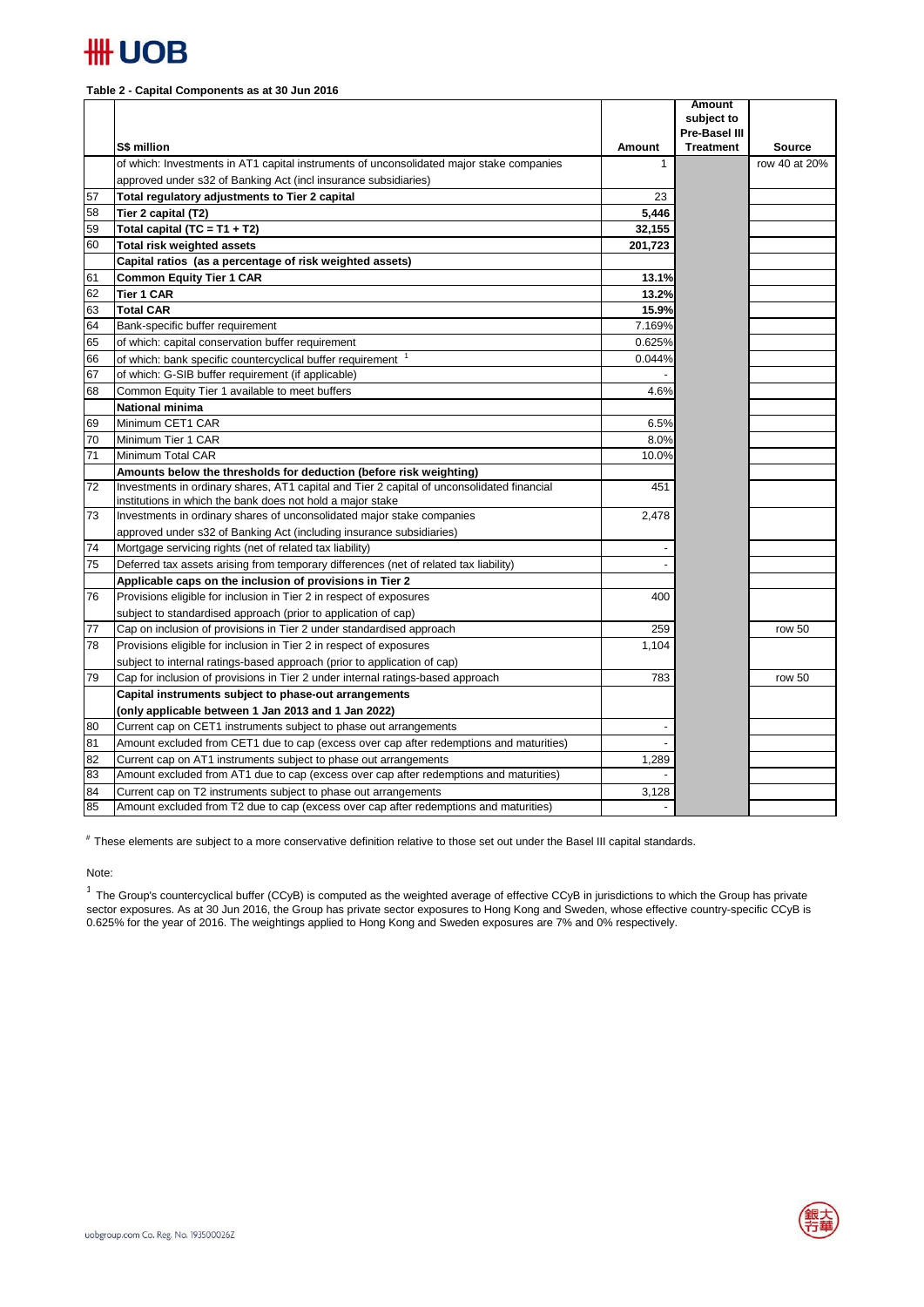**Table 2 - Capital Components as at 30 Jun 2016**

| | S$ million | Amount | Amount subject to Pre-Basel III Treatment | Source |
|---|---|---|---|---|
| | of which: Investments in AT1 capital instruments of unconsolidated major stake companies approved under s32 of Banking Act (incl insurance subsidiaries) | 1 | | row 40 at 20% |
| 57 | **Total regulatory adjustments to Tier 2 capital** | 23 | | |
| 58 | **Tier 2 capital (T2)** | **5,446** | | |
| 59 | **Total capital (TC = T1 + T2)** | **32,155** | | |
| 60 | **Total risk weighted assets** | **201,723** | | |
| | **Capital ratios (as a percentage of risk weighted assets)** | | | |
| 61 | **Common Equity Tier 1 CAR** | **13.1%** | | |
| 62 | **Tier 1 CAR** | **13.2%** | | |
| 63 | **Total CAR** | **15.9%** | | |
| 64 | Bank-specific buffer requirement | 7.169% | | |
| 65 | of which: capital conservation buffer requirement | 0.625% | | |
| 66 | of which: bank specific countercyclical buffer requirement [1] | 0.044% | | |
| 67 | of which: G-SIB buffer requirement (if applicable) | - | | |
| 68 | Common Equity Tier 1 available to meet buffers | 4.6% | | |
| | **National minima** | | | |
| 69 | Minimum CET1 CAR | 6.5% | | |
| 70 | Minimum Tier 1 CAR | 8.0% | | |
| 71 | Minimum Total CAR | 10.0% | | |
| | **Amounts below the thresholds for deduction (before risk weighting)** | | | |
| 72 | Investments in ordinary shares, AT1 capital and Tier 2 capital of unconsolidated financial institutions in which the bank does not hold a major stake | 451 | | |
| 73 | Investments in ordinary shares of unconsolidated major stake companies approved under s32 of Banking Act (including insurance subsidiaries) | 2,478 | | |
| 74 | Mortgage servicing rights (net of related tax liability) | - | | |
| 75 | Deferred tax assets arising from temporary differences (net of related tax liability) | - | | |
| | **Applicable caps on the inclusion of provisions in Tier 2** | | | |
| 76 | Provisions eligible for inclusion in Tier 2 in respect of exposures subject to standardised approach (prior to application of cap) | 400 | | |
| 77 | Cap on inclusion of provisions in Tier 2 under standardised approach | 259 | | row 50 |
| 78 | Provisions eligible for inclusion in Tier 2 in respect of exposures subject to internal ratings-based approach (prior to application of cap) | 1,104 | | |
| 79 | Cap for inclusion of provisions in Tier 2 under internal ratings-based approach | 783 | | row 50 |
| | **Capital instruments subject to phase-out arrangements (only applicable between 1 Jan 2013 and 1 Jan 2022)** | | | |
| 80 | Current cap on CET1 instruments subject to phase out arrangements | - | | |
| 81 | Amount excluded from CET1 due to cap (excess over cap after redemptions and maturities) | - | | |
| 82 | Current cap on AT1 instruments subject to phase out arrangements | 1,289 | | |
| 83 | Amount excluded from AT1 due to cap (excess over cap after redemptions and maturities) | - | | |
| 84 | Current cap on T2 instruments subject to phase out arrangements | 3,128 | | |
| 85 | Amount excluded from T2 due to cap (excess over cap after redemptions and maturities) | - | | |

[#] These elements are subject to a more conservative definition relative to those set out under the Basel III capital standards.

Note:

[1] The Group's countercyclical buffer (CCyB) is computed as the weighted average of effective CCyB in jurisdictions to which the Group has private sector exposures. As at 30 Jun 2016, the Group has private sector exposures to Hong Kong and Sweden, whose effective country-specific CCyB is 0.625% for the year of 2016. The weightings applied to Hong Kong and Sweden exposures are 7% and 0% respectively.